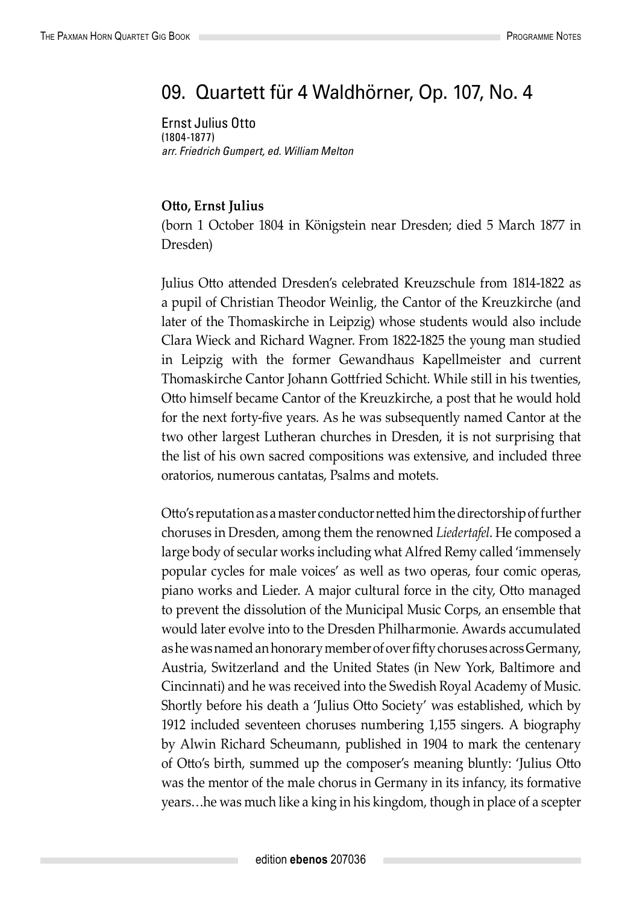# 09. Quartett für 4 Waldhörner, Op. 107, No. 4

Ernst Julius Otto
(1804-1877)
*arr. Friedrich Gumpert, ed. William Melton*

**Otto, Ernst Julius**
(born 1 October 1804 in Königstein near Dresden; died 5 March 1877 in Dresden)

Julius Otto attended Dresden's celebrated Kreuzschule from 1814-1822 as a pupil of Christian Theodor Weinlig, the Cantor of the Kreuzkirche (and later of the Thomaskirche in Leipzig) whose students would also include Clara Wieck and Richard Wagner. From 1822-1825 the young man studied in Leipzig with the former Gewandhaus Kapellmeister and current Thomaskirche Cantor Johann Gottfried Schicht. While still in his twenties, Otto himself became Cantor of the Kreuzkirche, a post that he would hold for the next forty-five years. As he was subsequently named Cantor at the two other largest Lutheran churches in Dresden, it is not surprising that the list of his own sacred compositions was extensive, and included three oratorios, numerous cantatas, Psalms and motets.

Otto's reputation as a master conductor netted him the directorship of further choruses in Dresden, among them the renowned *Liedertafel*. He composed a large body of secular works including what Alfred Remy called 'immensely popular cycles for male voices' as well as two operas, four comic operas, piano works and Lieder. A major cultural force in the city, Otto managed to prevent the dissolution of the Municipal Music Corps, an ensemble that would later evolve into to the Dresden Philharmonie. Awards accumulated as he was named an honorary member of over fifty choruses across Germany, Austria, Switzerland and the United States (in New York, Baltimore and Cincinnati) and he was received into the Swedish Royal Academy of Music. Shortly before his death a 'Julius Otto Society' was established, which by 1912 included seventeen choruses numbering 1,155 singers. A biography by Alwin Richard Scheumann, published in 1904 to mark the centenary of Otto's birth, summed up the composer's meaning bluntly: 'Julius Otto was the mentor of the male chorus in Germany in its infancy, its formative years…he was much like a king in his kingdom, though in place of a scepter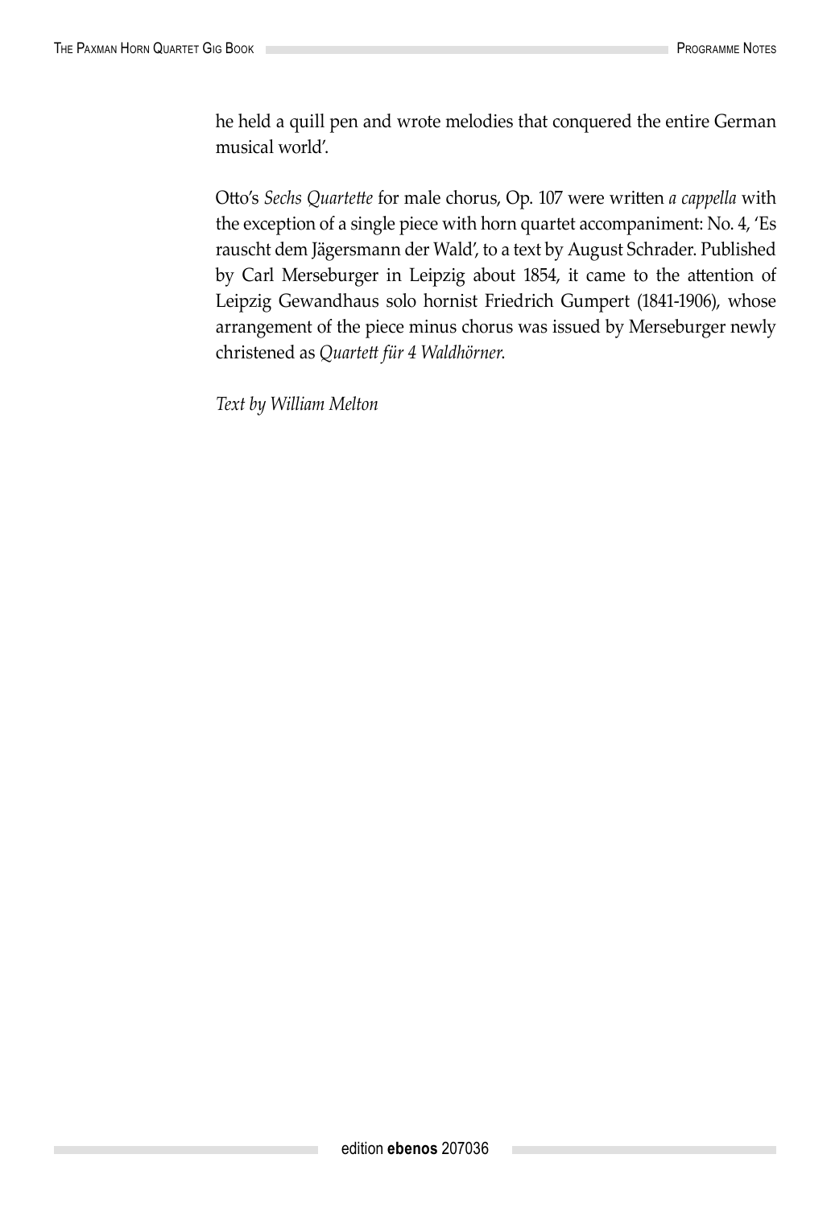he held a quill pen and wrote melodies that conquered the entire German musical world'.

Otto's *Sechs Quartette* for male chorus, Op. 107 were written *a cappella* with the exception of a single piece with horn quartet accompaniment: No. 4, 'Es rauscht dem Jägersmann der Wald', to a text by August Schrader. Published by Carl Merseburger in Leipzig about 1854, it came to the attention of Leipzig Gewandhaus solo hornist Friedrich Gumpert (1841-1906), whose arrangement of the piece minus chorus was issued by Merseburger newly christened as *Quartett für 4 Waldhörner*.

*Text by William Melton*